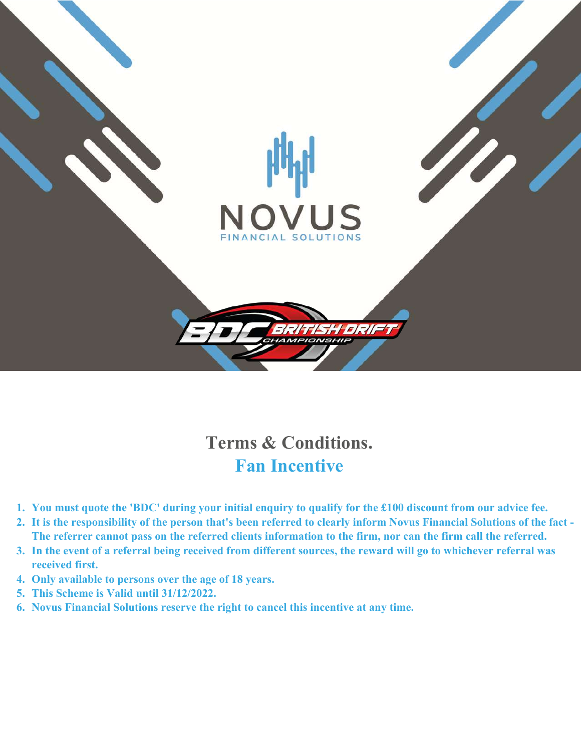NOVUS

FINANCIAL SOLUTIONS

BDC BRITISH DRIFT CHAMPIONSHIP

# Terms & Conditions.

## Fan Incentive

1. **You must quote the 'BDC' during your initial enquiry to qualify for the £100 discount from our advice fee.**
2. **It is the responsibility of the person that's been referred to clearly inform Novus Financial Solutions of the fact - The referrer cannot pass on the referred clients information to the firm, nor can the firm call the referred.**
3. **In the event of a referral being received from different sources, the reward will go to whichever referral was received first.**
4. **Only available to persons over the age of 18 years.**
5. **This Scheme is Valid until 31/12/2022.**
6. **Novus Financial Solutions reserve the right to cancel this incentive at any time.**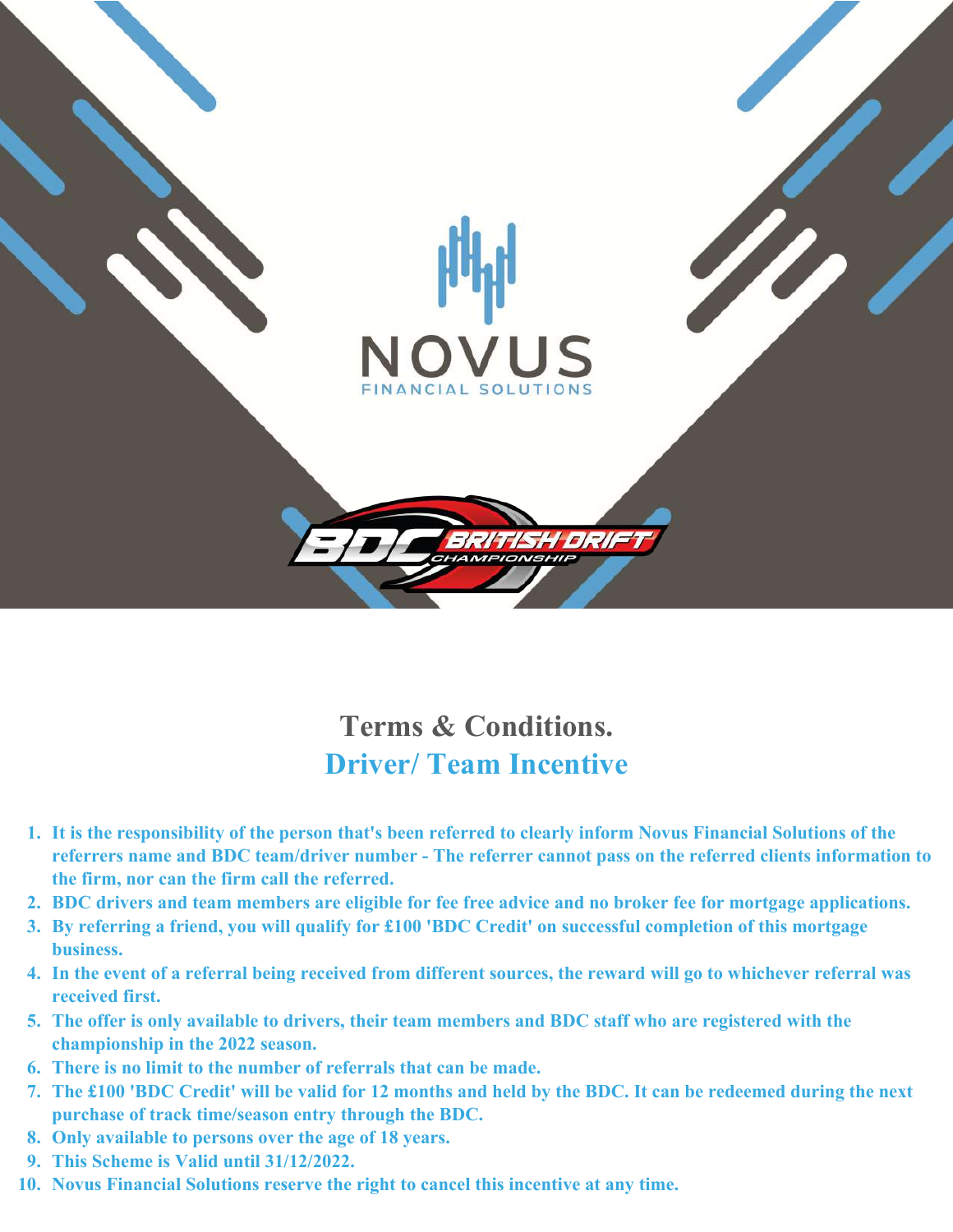NOVUS

FINANCIAL SOLUTIONS

BDC BRITISH DRIFT CHAMPIONSHIP

## Terms & Conditions.

## Driver/ Team Incentive

1. **It is the responsibility of the person that's been referred to clearly inform Novus Financial Solutions of the referrers name and BDC team/driver number - The referrer cannot pass on the referred clients information to the firm, nor can the firm call the referred.**
2. **BDC drivers and team members are eligible for fee free advice and no broker fee for mortgage applications.**
3. **By referring a friend, you will qualify for £100 'BDC Credit' on successful completion of this mortgage business.**
4. **In the event of a referral being received from different sources, the reward will go to whichever referral was received first.**
5. **The offer is only available to drivers, their team members and BDC staff who are registered with the championship in the 2022 season.**
6. **There is no limit to the number of referrals that can be made.**
7. **The £100 'BDC Credit' will be valid for 12 months and held by the BDC. It can be redeemed during the next purchase of track time/season entry through the BDC.**
8. **Only available to persons over the age of 18 years.**
9. **This Scheme is Valid until 31/12/2022.**
10. **Novus Financial Solutions reserve the right to cancel this incentive at any time.**